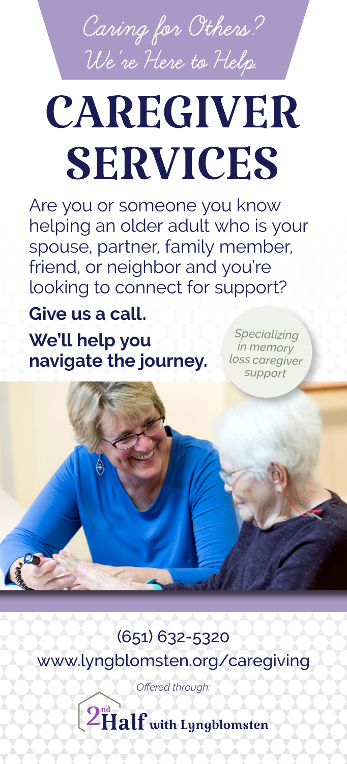Caring for Others? We're Here to Help.

# CAREGIVER SERVICES

Are you or someone you know helping an older adult who is your spouse, partner, family member, friend, or neighbor and you're looking to connect for support?

**Give us a call.**

**We'll help you navigate the journey.**

*Specializing in memory loss caregiver support*

(651) 632-5320

www.lyngblomsten.org/caregiving

*Offered through:*

2nd Half with Lyngblomsten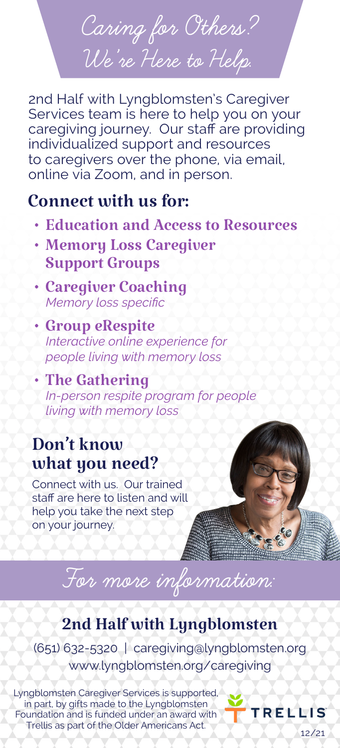# Caring for Others? We're Here to Help.

2nd Half with Lyngblomsten's Caregiver Services team is here to help you on your caregiving journey. Our staff are providing individualized support and resources to caregivers over the phone, via email, online via Zoom, and in person.

## Connect with us for:

- **Education and Access to Resources**
- **Memory Loss Caregiver Support Groups**
- **Caregiver Coaching**
  *Memory loss specific*
- **Group eRespite**
  *Interactive online experience for people living with memory loss*
- **The Gathering**
  *In-person respite program for people living with memory loss*

## Don't know what you need?

Connect with us. Our trained staff are here to listen and will help you take the next step on your journey.

# For more information:

## 2nd Half with Lyngblomsten

(651) 632-5320 | caregiving@lyngblomsten.org
www.lyngblomsten.org/caregiving

Lyngblomsten Caregiver Services is supported, in part, by gifts made to the Lyngblomsten Foundation and is funded under an award with Trellis as part of the Older Americans Act.

TRELLIS

12/21